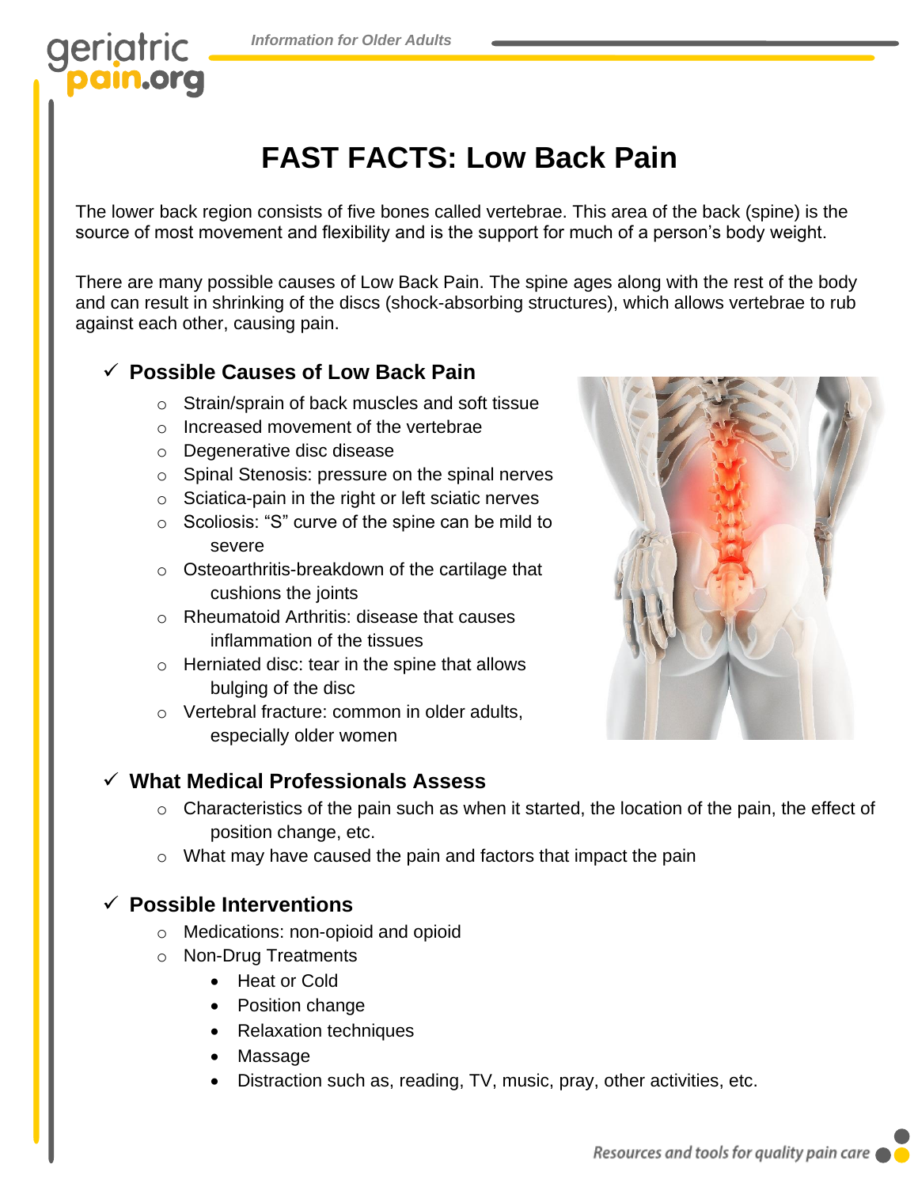# FAST FACTS: Low Back Pain

The lower back region consists of five bones called vertebrae. This area of the back (spine) is the source of most movement and flexibility and is the support for much of a person's body weight.

There are many possible causes of Low Back Pain. The spine ages along with the rest of the body and can result in shrinking of the discs (shock-absorbing structures), which allows vertebrae to rub against each other, causing pain.

## ✓ Possible Causes of Low Back Pain

- Strain/sprain of back muscles and soft tissue
- Increased movement of the vertebrae
- Degenerative disc disease
- Spinal Stenosis: pressure on the spinal nerves
- Sciatica-pain in the right or left sciatic nerves
- Scoliosis: "S" curve of the spine can be mild to severe
- Osteoarthritis-breakdown of the cartilage that cushions the joints
- Rheumatoid Arthritis: disease that causes inflammation of the tissues
- Herniated disc: tear in the spine that allows bulging of the disc
- Vertebral fracture: common in older adults, especially older women

## ✓ What Medical Professionals Assess

- Characteristics of the pain such as when it started, the location of the pain, the effect of position change, etc.
- What may have caused the pain and factors that impact the pain

## ✓ Possible Interventions

- Medications: non-opioid and opioid
- Non-Drug Treatments
  - Heat or Cold
  - Position change
  - Relaxation techniques
  - Massage
  - Distraction such as, reading, TV, music, pray, other activities, etc.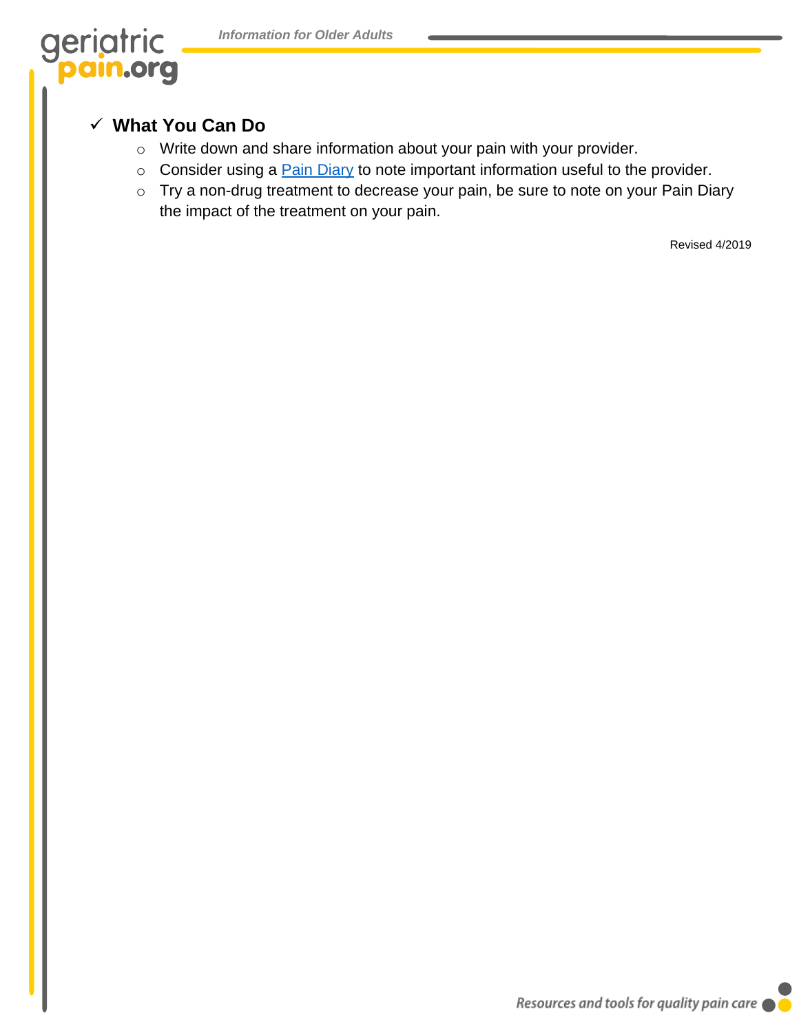- ✓ **What You Can Do**
  - Write down and share information about your pain with your provider.
  - Consider using a [Pain Diary] to note important information useful to the provider.
  - Try a non-drug treatment to decrease your pain, be sure to note on your Pain Diary the impact of the treatment on your pain.

Revised 4/2019